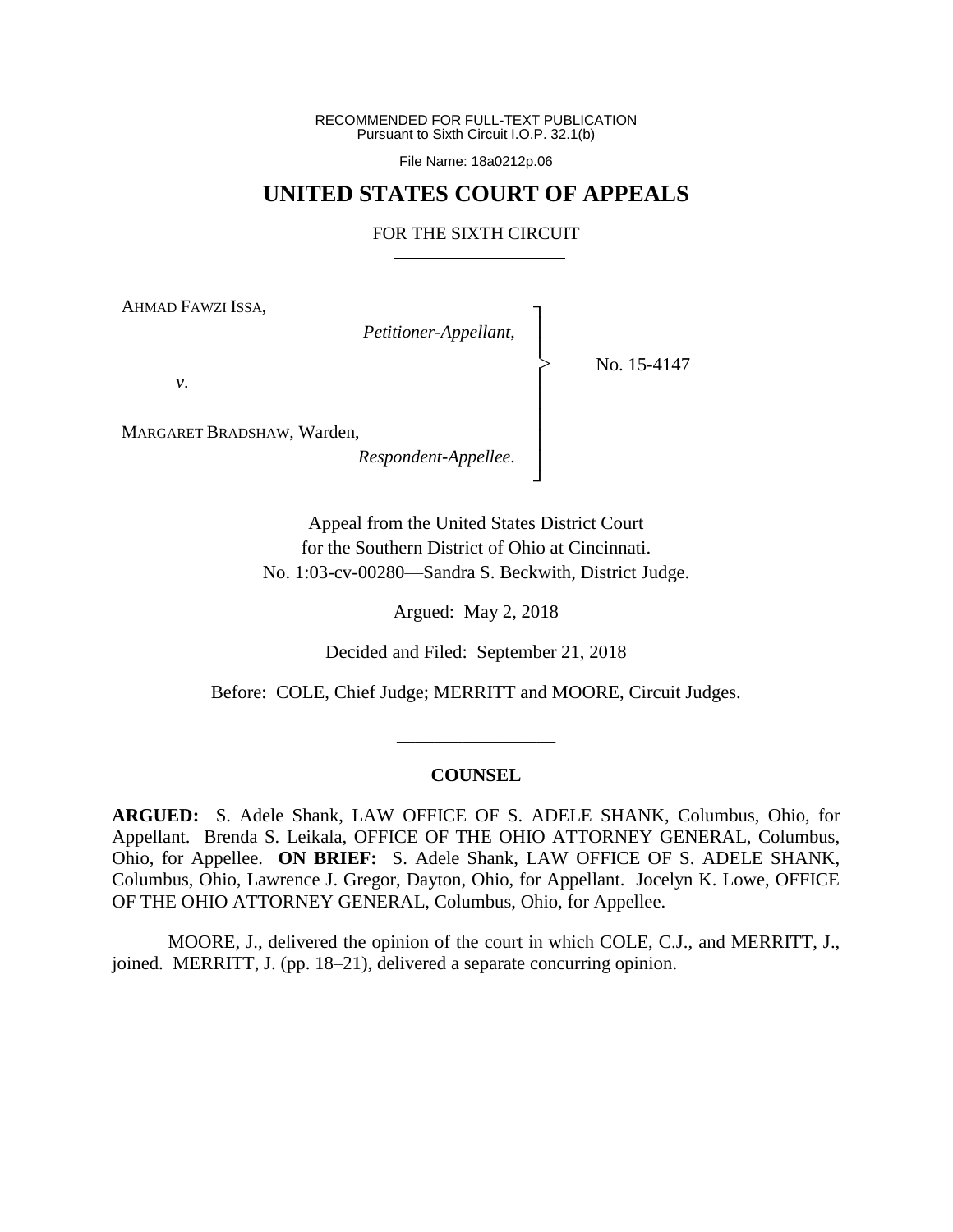RECOMMENDED FOR FULL-TEXT PUBLICATION
Pursuant to Sixth Circuit I.O.P. 32.1(b)

File Name: 18a0212p.06

# UNITED STATES COURT OF APPEALS

## FOR THE SIXTH CIRCUIT

AHMAD FAWZI ISSA,

*Petitioner-Appellant*,

*v*.

MARGARET BRADSHAW, Warden,

*Respondent-Appellee*.

No. 15-4147

Appeal from the United States District Court
for the Southern District of Ohio at Cincinnati.
No. 1:03-cv-00280—Sandra S. Beckwith, District Judge.

Argued: May 2, 2018

Decided and Filed: September 21, 2018

Before: COLE, Chief Judge; MERRITT and MOORE, Circuit Judges.

---

### COUNSEL

**ARGUED:** S. Adele Shank, LAW OFFICE OF S. ADELE SHANK, Columbus, Ohio, for Appellant. Brenda S. Leikala, OFFICE OF THE OHIO ATTORNEY GENERAL, Columbus, Ohio, for Appellee. **ON BRIEF:** S. Adele Shank, LAW OFFICE OF S. ADELE SHANK, Columbus, Ohio, Lawrence J. Gregor, Dayton, Ohio, for Appellant. Jocelyn K. Lowe, OFFICE OF THE OHIO ATTORNEY GENERAL, Columbus, Ohio, for Appellee.

MOORE, J., delivered the opinion of the court in which COLE, C.J., and MERRITT, J., joined. MERRITT, J. (pp. 18–21), delivered a separate concurring opinion.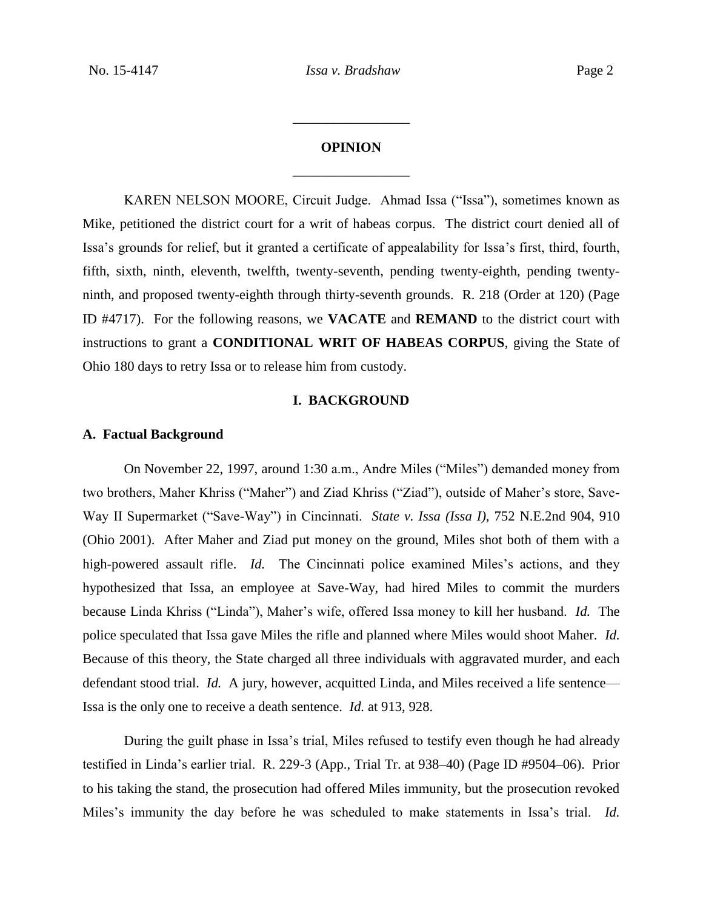## OPINION

KAREN NELSON MOORE, Circuit Judge. Ahmad Issa ("Issa"), sometimes known as Mike, petitioned the district court for a writ of habeas corpus. The district court denied all of Issa's grounds for relief, but it granted a certificate of appealability for Issa's first, third, fourth, fifth, sixth, ninth, eleventh, twelfth, twenty-seventh, pending twenty-eighth, pending twenty-ninth, and proposed twenty-eighth through thirty-seventh grounds. R. 218 (Order at 120) (Page ID #4717). For the following reasons, we **VACATE** and **REMAND** to the district court with instructions to grant a **CONDITIONAL WRIT OF HABEAS CORPUS**, giving the State of Ohio 180 days to retry Issa or to release him from custody.

## I. BACKGROUND

### A. Factual Background

On November 22, 1997, around 1:30 a.m., Andre Miles ("Miles") demanded money from two brothers, Maher Khriss ("Maher") and Ziad Khriss ("Ziad"), outside of Maher's store, Save-Way II Supermarket ("Save-Way") in Cincinnati. *State v. Issa (Issa I)*, 752 N.E.2nd 904, 910 (Ohio 2001). After Maher and Ziad put money on the ground, Miles shot both of them with a high-powered assault rifle. *Id.* The Cincinnati police examined Miles's actions, and they hypothesized that Issa, an employee at Save-Way, had hired Miles to commit the murders because Linda Khriss ("Linda"), Maher's wife, offered Issa money to kill her husband. *Id.* The police speculated that Issa gave Miles the rifle and planned where Miles would shoot Maher. *Id.* Because of this theory, the State charged all three individuals with aggravated murder, and each defendant stood trial. *Id.* A jury, however, acquitted Linda, and Miles received a life sentence—Issa is the only one to receive a death sentence. *Id.* at 913, 928.

During the guilt phase in Issa's trial, Miles refused to testify even though he had already testified in Linda's earlier trial. R. 229-3 (App., Trial Tr. at 938–40) (Page ID #9504–06). Prior to his taking the stand, the prosecution had offered Miles immunity, but the prosecution revoked Miles's immunity the day before he was scheduled to make statements in Issa's trial. *Id.*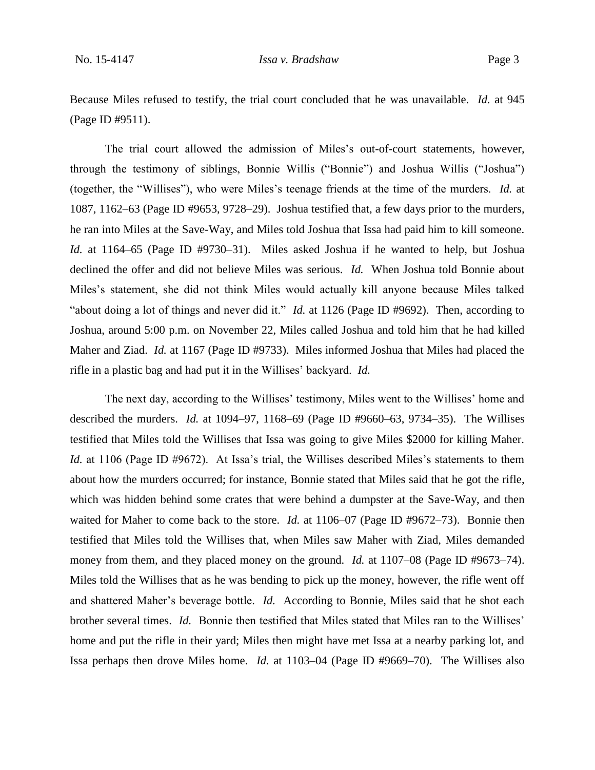Because Miles refused to testify, the trial court concluded that he was unavailable. *Id.* at 945 (Page ID #9511).

The trial court allowed the admission of Miles's out-of-court statements, however, through the testimony of siblings, Bonnie Willis ("Bonnie") and Joshua Willis ("Joshua") (together, the "Willises"), who were Miles's teenage friends at the time of the murders. *Id.* at 1087, 1162–63 (Page ID #9653, 9728–29). Joshua testified that, a few days prior to the murders, he ran into Miles at the Save-Way, and Miles told Joshua that Issa had paid him to kill someone. *Id.* at 1164–65 (Page ID #9730–31). Miles asked Joshua if he wanted to help, but Joshua declined the offer and did not believe Miles was serious. *Id.* When Joshua told Bonnie about Miles's statement, she did not think Miles would actually kill anyone because Miles talked "about doing a lot of things and never did it." *Id.* at 1126 (Page ID #9692). Then, according to Joshua, around 5:00 p.m. on November 22, Miles called Joshua and told him that he had killed Maher and Ziad. *Id.* at 1167 (Page ID #9733). Miles informed Joshua that Miles had placed the rifle in a plastic bag and had put it in the Willises' backyard. *Id.*

The next day, according to the Willises' testimony, Miles went to the Willises' home and described the murders. *Id.* at 1094–97, 1168–69 (Page ID #9660–63, 9734–35). The Willises testified that Miles told the Willises that Issa was going to give Miles \$2000 for killing Maher. *Id.* at 1106 (Page ID #9672). At Issa's trial, the Willises described Miles's statements to them about how the murders occurred; for instance, Bonnie stated that Miles said that he got the rifle, which was hidden behind some crates that were behind a dumpster at the Save-Way, and then waited for Maher to come back to the store. *Id.* at 1106–07 (Page ID #9672–73). Bonnie then testified that Miles told the Willises that, when Miles saw Maher with Ziad, Miles demanded money from them, and they placed money on the ground. *Id.* at 1107–08 (Page ID #9673–74). Miles told the Willises that as he was bending to pick up the money, however, the rifle went off and shattered Maher's beverage bottle. *Id.* According to Bonnie, Miles said that he shot each brother several times. *Id.* Bonnie then testified that Miles stated that Miles ran to the Willises' home and put the rifle in their yard; Miles then might have met Issa at a nearby parking lot, and Issa perhaps then drove Miles home. *Id.* at 1103–04 (Page ID #9669–70). The Willises also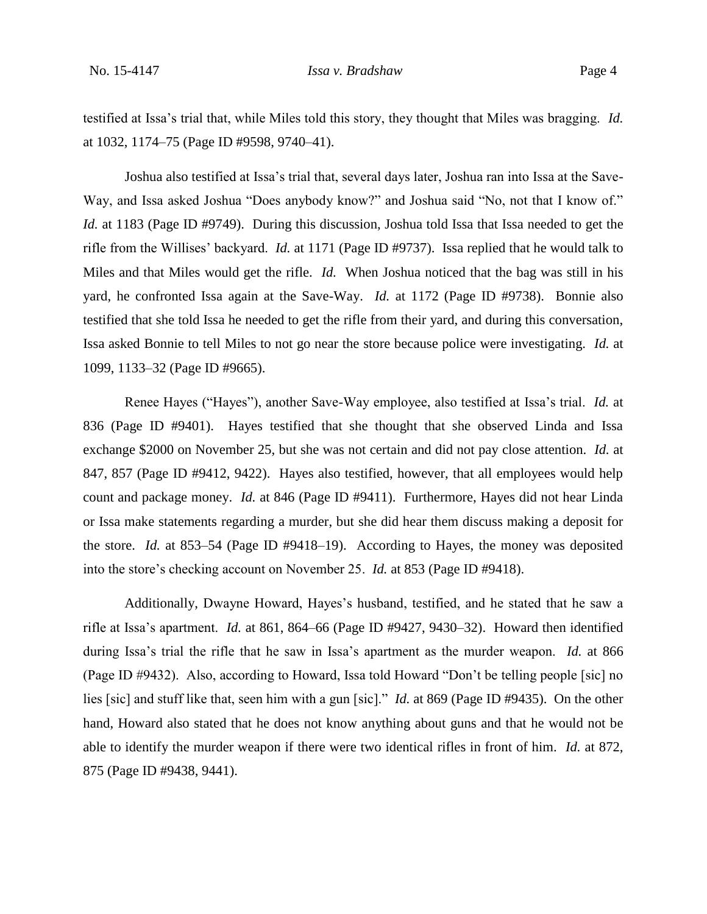testified at Issa's trial that, while Miles told this story, they thought that Miles was bragging. *Id.* at 1032, 1174–75 (Page ID #9598, 9740–41).

Joshua also testified at Issa's trial that, several days later, Joshua ran into Issa at the Save-Way, and Issa asked Joshua "Does anybody know?" and Joshua said "No, not that I know of." *Id.* at 1183 (Page ID #9749). During this discussion, Joshua told Issa that Issa needed to get the rifle from the Willises' backyard. *Id.* at 1171 (Page ID #9737). Issa replied that he would talk to Miles and that Miles would get the rifle. *Id.* When Joshua noticed that the bag was still in his yard, he confronted Issa again at the Save-Way. *Id.* at 1172 (Page ID #9738). Bonnie also testified that she told Issa he needed to get the rifle from their yard, and during this conversation, Issa asked Bonnie to tell Miles to not go near the store because police were investigating. *Id.* at 1099, 1133–32 (Page ID #9665).

Renee Hayes ("Hayes"), another Save-Way employee, also testified at Issa's trial. *Id.* at 836 (Page ID #9401). Hayes testified that she thought that she observed Linda and Issa exchange $2000 on November 25, but she was not certain and did not pay close attention. *Id.* at 847, 857 (Page ID #9412, 9422). Hayes also testified, however, that all employees would help count and package money. *Id.* at 846 (Page ID #9411). Furthermore, Hayes did not hear Linda or Issa make statements regarding a murder, but she did hear them discuss making a deposit for the store. *Id.* at 853–54 (Page ID #9418–19). According to Hayes, the money was deposited into the store's checking account on November 25. *Id.* at 853 (Page ID #9418).

Additionally, Dwayne Howard, Hayes's husband, testified, and he stated that he saw a rifle at Issa's apartment. *Id.* at 861, 864–66 (Page ID #9427, 9430–32). Howard then identified during Issa's trial the rifle that he saw in Issa's apartment as the murder weapon. *Id.* at 866 (Page ID #9432). Also, according to Howard, Issa told Howard "Don't be telling people [sic] no lies [sic] and stuff like that, seen him with a gun [sic]." *Id.* at 869 (Page ID #9435). On the other hand, Howard also stated that he does not know anything about guns and that he would not be able to identify the murder weapon if there were two identical rifles in front of him. *Id.* at 872, 875 (Page ID #9438, 9441).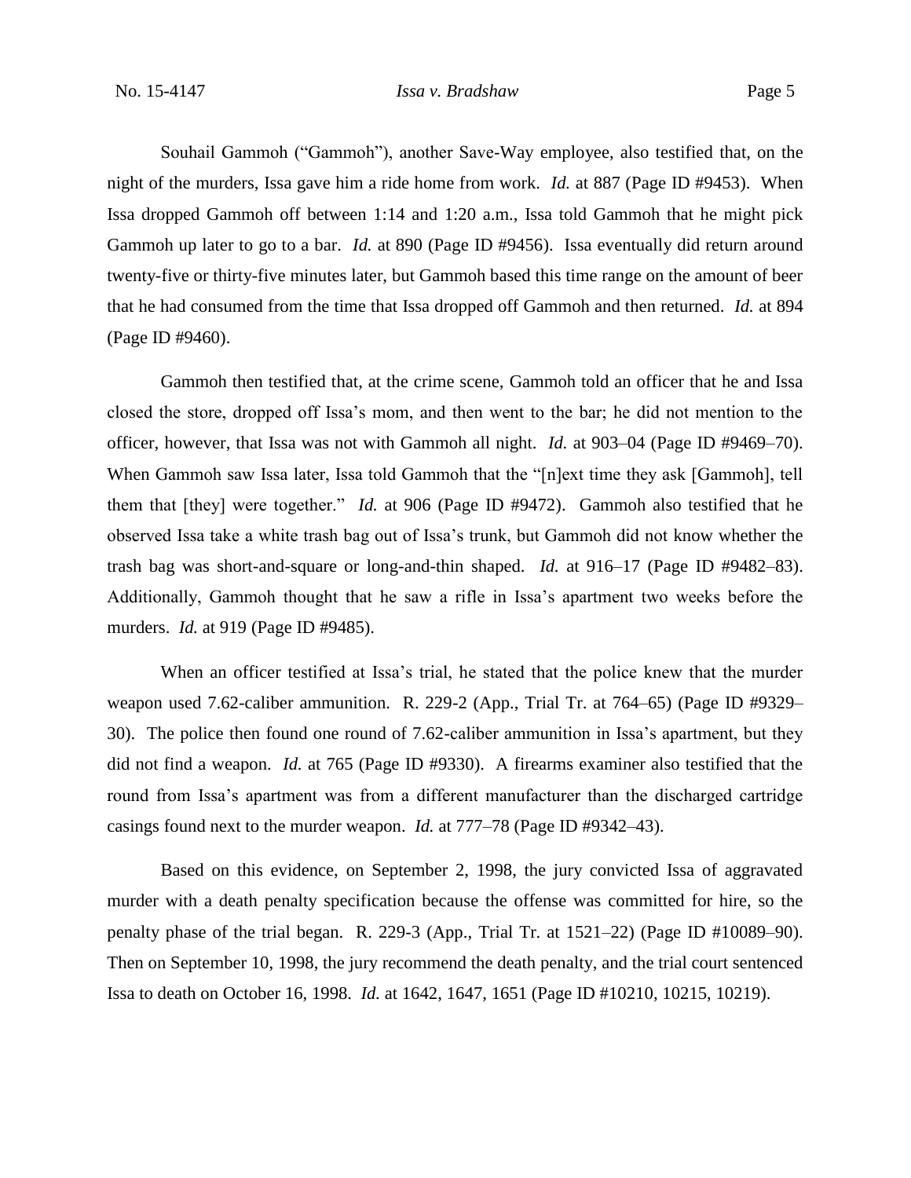Souhail Gammoh ("Gammoh"), another Save-Way employee, also testified that, on the night of the murders, Issa gave him a ride home from work. *Id.* at 887 (Page ID #9453). When Issa dropped Gammoh off between 1:14 and 1:20 a.m., Issa told Gammoh that he might pick Gammoh up later to go to a bar. *Id.* at 890 (Page ID #9456). Issa eventually did return around twenty-five or thirty-five minutes later, but Gammoh based this time range on the amount of beer that he had consumed from the time that Issa dropped off Gammoh and then returned. *Id.* at 894 (Page ID #9460).

Gammoh then testified that, at the crime scene, Gammoh told an officer that he and Issa closed the store, dropped off Issa's mom, and then went to the bar; he did not mention to the officer, however, that Issa was not with Gammoh all night. *Id.* at 903–04 (Page ID #9469–70). When Gammoh saw Issa later, Issa told Gammoh that the "[n]ext time they ask [Gammoh], tell them that [they] were together." *Id.* at 906 (Page ID #9472). Gammoh also testified that he observed Issa take a white trash bag out of Issa's trunk, but Gammoh did not know whether the trash bag was short-and-square or long-and-thin shaped. *Id.* at 916–17 (Page ID #9482–83). Additionally, Gammoh thought that he saw a rifle in Issa's apartment two weeks before the murders. *Id.* at 919 (Page ID #9485).

When an officer testified at Issa's trial, he stated that the police knew that the murder weapon used 7.62-caliber ammunition. R. 229-2 (App., Trial Tr. at 764–65) (Page ID #9329–30). The police then found one round of 7.62-caliber ammunition in Issa's apartment, but they did not find a weapon. *Id.* at 765 (Page ID #9330). A firearms examiner also testified that the round from Issa's apartment was from a different manufacturer than the discharged cartridge casings found next to the murder weapon. *Id.* at 777–78 (Page ID #9342–43).

Based on this evidence, on September 2, 1998, the jury convicted Issa of aggravated murder with a death penalty specification because the offense was committed for hire, so the penalty phase of the trial began. R. 229-3 (App., Trial Tr. at 1521–22) (Page ID #10089–90). Then on September 10, 1998, the jury recommend the death penalty, and the trial court sentenced Issa to death on October 16, 1998. *Id.* at 1642, 1647, 1651 (Page ID #10210, 10215, 10219).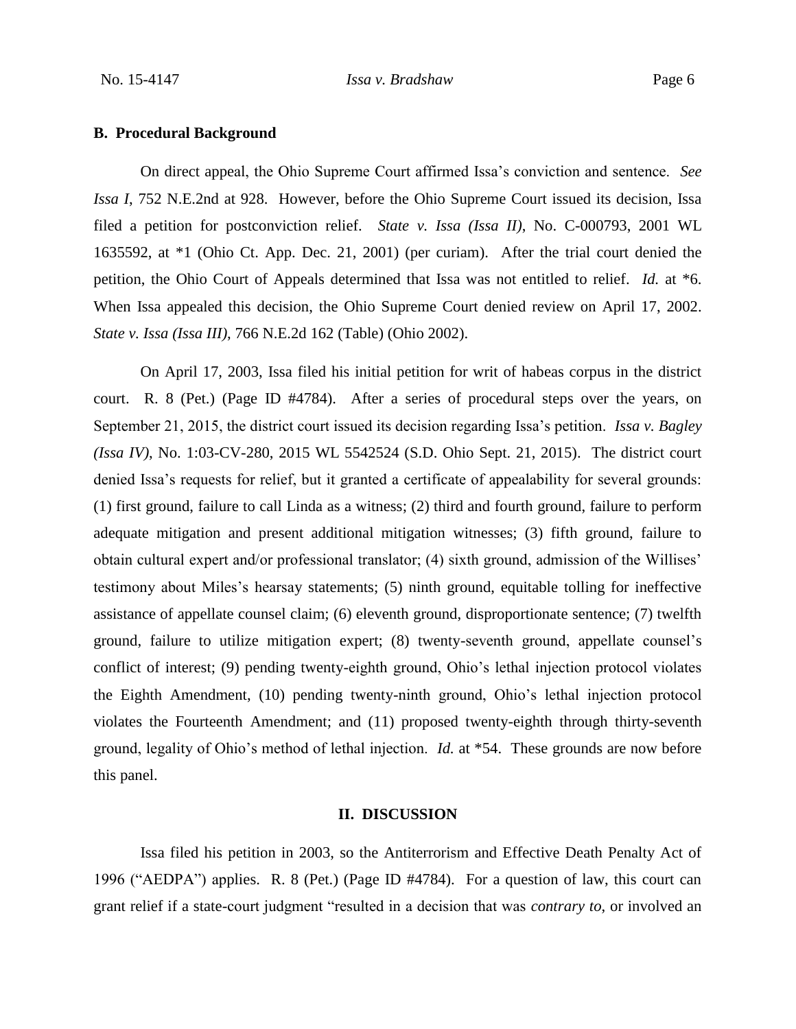### B. Procedural Background

On direct appeal, the Ohio Supreme Court affirmed Issa's conviction and sentence. *See Issa I*, 752 N.E.2nd at 928. However, before the Ohio Supreme Court issued its decision, Issa filed a petition for postconviction relief. *State v. Issa (Issa II)*, No. C-000793, 2001 WL 1635592, at *1 (Ohio Ct. App. Dec. 21, 2001) (per curiam). After the trial court denied the petition, the Ohio Court of Appeals determined that Issa was not entitled to relief. *Id.* at *6. When Issa appealed this decision, the Ohio Supreme Court denied review on April 17, 2002. *State v. Issa (Issa III)*, 766 N.E.2d 162 (Table) (Ohio 2002).

On April 17, 2003, Issa filed his initial petition for writ of habeas corpus in the district court. R. 8 (Pet.) (Page ID #4784). After a series of procedural steps over the years, on September 21, 2015, the district court issued its decision regarding Issa's petition. *Issa v. Bagley (Issa IV)*, No. 1:03-CV-280, 2015 WL 5542524 (S.D. Ohio Sept. 21, 2015). The district court denied Issa's requests for relief, but it granted a certificate of appealability for several grounds: (1) first ground, failure to call Linda as a witness; (2) third and fourth ground, failure to perform adequate mitigation and present additional mitigation witnesses; (3) fifth ground, failure to obtain cultural expert and/or professional translator; (4) sixth ground, admission of the Willises' testimony about Miles's hearsay statements; (5) ninth ground, equitable tolling for ineffective assistance of appellate counsel claim; (6) eleventh ground, disproportionate sentence; (7) twelfth ground, failure to utilize mitigation expert; (8) twenty-seventh ground, appellate counsel's conflict of interest; (9) pending twenty-eighth ground, Ohio's lethal injection protocol violates the Eighth Amendment, (10) pending twenty-ninth ground, Ohio's lethal injection protocol violates the Fourteenth Amendment; and (11) proposed twenty-eighth through thirty-seventh ground, legality of Ohio's method of lethal injection. *Id.* at *54. These grounds are now before this panel.

## II. DISCUSSION

Issa filed his petition in 2003, so the Antiterrorism and Effective Death Penalty Act of 1996 ("AEDPA") applies. R. 8 (Pet.) (Page ID #4784). For a question of law, this court can grant relief if a state-court judgment "resulted in a decision that was *contrary to*, or involved an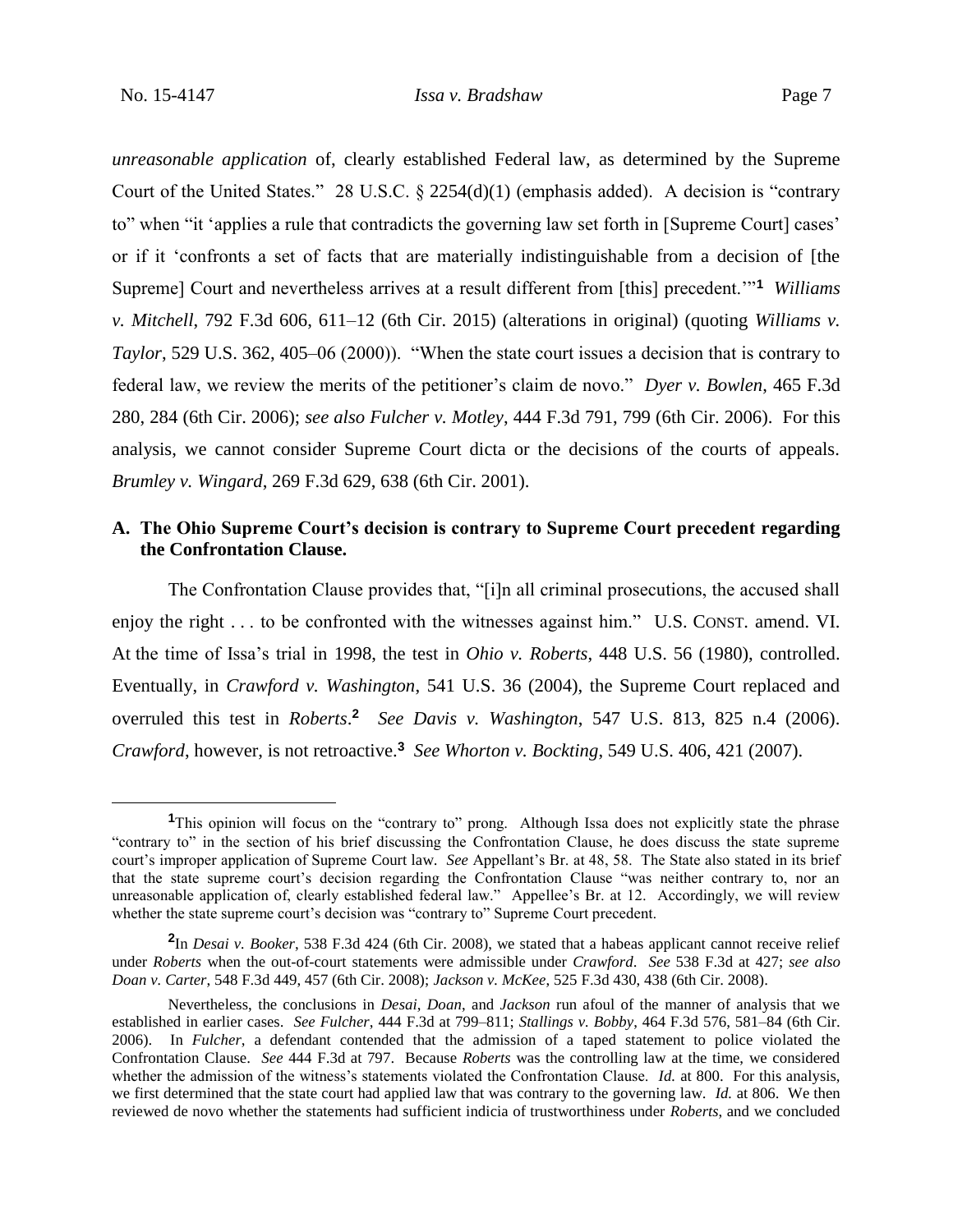*unreasonable application* of, clearly established Federal law, as determined by the Supreme Court of the United States." 28 U.S.C. § 2254(d)(1) (emphasis added). A decision is "contrary to" when "it 'applies a rule that contradicts the governing law set forth in [Supreme Court] cases' or if it 'confronts a set of facts that are materially indistinguishable from a decision of [the Supreme] Court and nevertheless arrives at a result different from [this] precedent.'"[1] *Williams v. Mitchell*, 792 F.3d 606, 611–12 (6th Cir. 2015) (alterations in original) (quoting *Williams v. Taylor*, 529 U.S. 362, 405–06 (2000)). "When the state court issues a decision that is contrary to federal law, we review the merits of the petitioner's claim de novo." *Dyer v. Bowlen*, 465 F.3d 280, 284 (6th Cir. 2006); *see also Fulcher v. Motley*, 444 F.3d 791, 799 (6th Cir. 2006). For this analysis, we cannot consider Supreme Court dicta or the decisions of the courts of appeals. *Brumley v. Wingard*, 269 F.3d 629, 638 (6th Cir. 2001).

### A. The Ohio Supreme Court's decision is contrary to Supreme Court precedent regarding the Confrontation Clause.

The Confrontation Clause provides that, "[i]n all criminal prosecutions, the accused shall enjoy the right . . . to be confronted with the witnesses against him." U.S. CONST. amend. VI. At the time of Issa's trial in 1998, the test in *Ohio v. Roberts*, 448 U.S. 56 (1980), controlled. Eventually, in *Crawford v. Washington*, 541 U.S. 36 (2004), the Supreme Court replaced and overruled this test in *Roberts*.[2] *See Davis v. Washington*, 547 U.S. 813, 825 n.4 (2006). *Crawford*, however, is not retroactive.[3] *See Whorton v. Bockting*, 549 U.S. 406, 421 (2007).

---

[1]This opinion will focus on the "contrary to" prong. Although Issa does not explicitly state the phrase "contrary to" in the section of his brief discussing the Confrontation Clause, he does discuss the state supreme court's improper application of Supreme Court law. *See* Appellant's Br. at 48, 58. The State also stated in its brief that the state supreme court's decision regarding the Confrontation Clause "was neither contrary to, nor an unreasonable application of, clearly established federal law." Appellee's Br. at 12. Accordingly, we will review whether the state supreme court's decision was "contrary to" Supreme Court precedent.

[2]In *Desai v. Booker*, 538 F.3d 424 (6th Cir. 2008), we stated that a habeas applicant cannot receive relief under *Roberts* when the out-of-court statements were admissible under *Crawford*. *See* 538 F.3d at 427; *see also Doan v. Carter*, 548 F.3d 449, 457 (6th Cir. 2008); *Jackson v. McKee*, 525 F.3d 430, 438 (6th Cir. 2008).

Nevertheless, the conclusions in *Desai*, *Doan*, and *Jackson* run afoul of the manner of analysis that we established in earlier cases. *See Fulcher*, 444 F.3d at 799–811; *Stallings v. Bobby*, 464 F.3d 576, 581–84 (6th Cir. 2006). In *Fulcher*, a defendant contended that the admission of a taped statement to police violated the Confrontation Clause. *See* 444 F.3d at 797. Because *Roberts* was the controlling law at the time, we considered whether the admission of the witness's statements violated the Confrontation Clause. *Id.* at 800. For this analysis, we first determined that the state court had applied law that was contrary to the governing law. *Id.* at 806. We then reviewed de novo whether the statements had sufficient indicia of trustworthiness under *Roberts*, and we concluded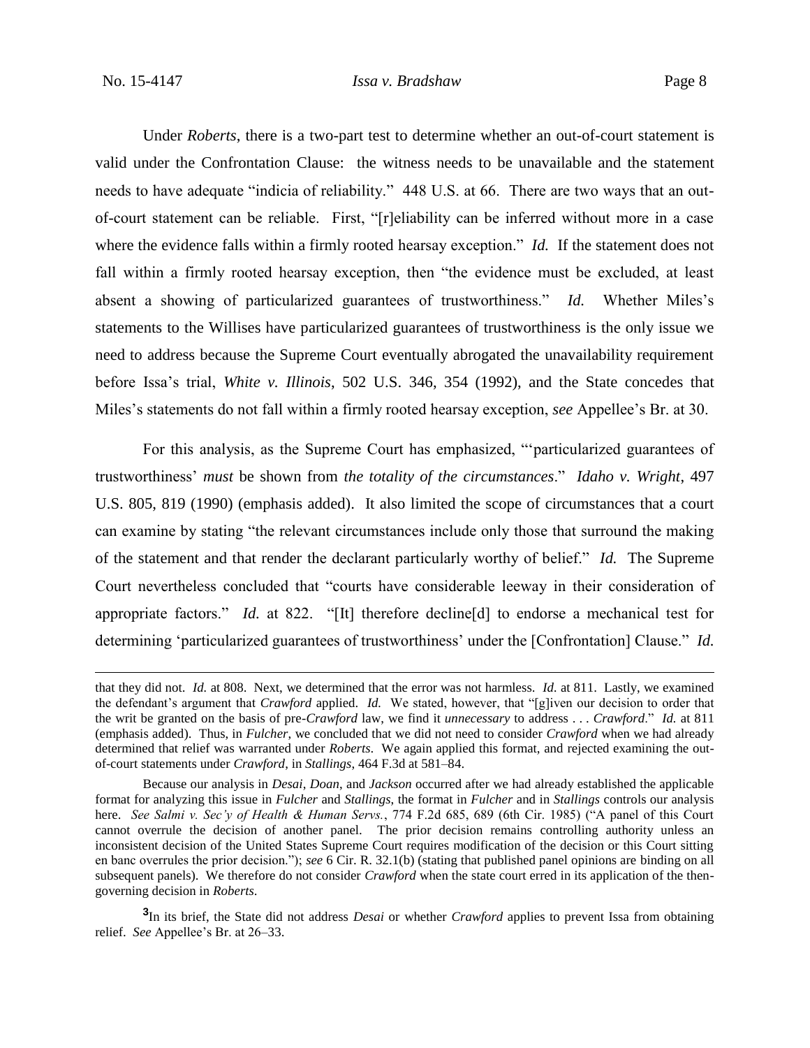Under *Roberts*, there is a two-part test to determine whether an out-of-court statement is valid under the Confrontation Clause: the witness needs to be unavailable and the statement needs to have adequate "indicia of reliability." 448 U.S. at 66. There are two ways that an out-of-court statement can be reliable. First, "[r]eliability can be inferred without more in a case where the evidence falls within a firmly rooted hearsay exception." *Id.* If the statement does not fall within a firmly rooted hearsay exception, then "the evidence must be excluded, at least absent a showing of particularized guarantees of trustworthiness." *Id.* Whether Miles's statements to the Willises have particularized guarantees of trustworthiness is the only issue we need to address because the Supreme Court eventually abrogated the unavailability requirement before Issa's trial, *White v. Illinois*, 502 U.S. 346, 354 (1992), and the State concedes that Miles's statements do not fall within a firmly rooted hearsay exception, *see* Appellee's Br. at 30.

For this analysis, as the Supreme Court has emphasized, "'particularized guarantees of trustworthiness' *must* be shown from *the totality of the circumstances*." *Idaho v. Wright*, 497 U.S. 805, 819 (1990) (emphasis added). It also limited the scope of circumstances that a court can examine by stating "the relevant circumstances include only those that surround the making of the statement and that render the declarant particularly worthy of belief." *Id.* The Supreme Court nevertheless concluded that "courts have considerable leeway in their consideration of appropriate factors." *Id.* at 822. "[It] therefore decline[d] to endorse a mechanical test for determining 'particularized guarantees of trustworthiness' under the [Confrontation] Clause." *Id.*

---

that they did not. *Id.* at 808. Next, we determined that the error was not harmless. *Id.* at 811. Lastly, we examined the defendant's argument that *Crawford* applied. *Id.* We stated, however, that "[g]iven our decision to order that the writ be granted on the basis of pre-*Crawford* law, we find it *unnecessary* to address . . . *Crawford*." *Id.* at 811 (emphasis added). Thus, in *Fulcher*, we concluded that we did not need to consider *Crawford* when we had already determined that relief was warranted under *Roberts*. We again applied this format, and rejected examining the out-of-court statements under *Crawford*, in *Stallings*, 464 F.3d at 581–84.

Because our analysis in *Desai*, *Doan*, and *Jackson* occurred after we had already established the applicable format for analyzing this issue in *Fulcher* and *Stallings*, the format in *Fulcher* and in *Stallings* controls our analysis here. *See Salmi v. Sec'y of Health & Human Servs.*, 774 F.2d 685, 689 (6th Cir. 1985) ("A panel of this Court cannot overrule the decision of another panel. The prior decision remains controlling authority unless an inconsistent decision of the United States Supreme Court requires modification of the decision or this Court sitting en banc overrules the prior decision."); *see* 6 Cir. R. 32.1(b) (stating that published panel opinions are binding on all subsequent panels). We therefore do not consider *Crawford* when the state court erred in its application of the then-governing decision in *Roberts*.

[3] In its brief, the State did not address *Desai* or whether *Crawford* applies to prevent Issa from obtaining relief. *See* Appellee's Br. at 26–33.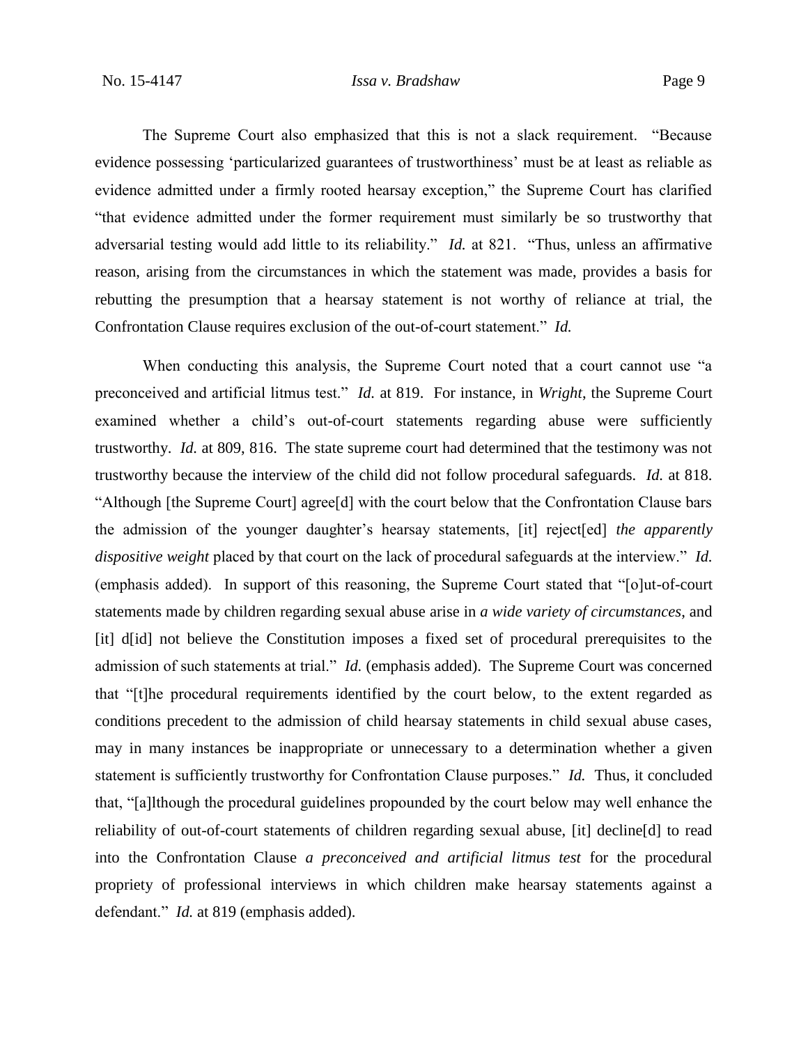The Supreme Court also emphasized that this is not a slack requirement. "Because evidence possessing 'particularized guarantees of trustworthiness' must be at least as reliable as evidence admitted under a firmly rooted hearsay exception," the Supreme Court has clarified "that evidence admitted under the former requirement must similarly be so trustworthy that adversarial testing would add little to its reliability." *Id.* at 821. "Thus, unless an affirmative reason, arising from the circumstances in which the statement was made, provides a basis for rebutting the presumption that a hearsay statement is not worthy of reliance at trial, the Confrontation Clause requires exclusion of the out-of-court statement." *Id.*

When conducting this analysis, the Supreme Court noted that a court cannot use "a preconceived and artificial litmus test." *Id.* at 819. For instance, in *Wright*, the Supreme Court examined whether a child's out-of-court statements regarding abuse were sufficiently trustworthy. *Id.* at 809, 816. The state supreme court had determined that the testimony was not trustworthy because the interview of the child did not follow procedural safeguards. *Id.* at 818. "Although [the Supreme Court] agree[d] with the court below that the Confrontation Clause bars the admission of the younger daughter's hearsay statements, [it] reject[ed] *the apparently dispositive weight* placed by that court on the lack of procedural safeguards at the interview." *Id.* (emphasis added). In support of this reasoning, the Supreme Court stated that "[o]ut-of-court statements made by children regarding sexual abuse arise in *a wide variety of circumstances*, and [it] d[id] not believe the Constitution imposes a fixed set of procedural prerequisites to the admission of such statements at trial." *Id.* (emphasis added). The Supreme Court was concerned that "[t]he procedural requirements identified by the court below, to the extent regarded as conditions precedent to the admission of child hearsay statements in child sexual abuse cases, may in many instances be inappropriate or unnecessary to a determination whether a given statement is sufficiently trustworthy for Confrontation Clause purposes." *Id.* Thus, it concluded that, "[a]lthough the procedural guidelines propounded by the court below may well enhance the reliability of out-of-court statements of children regarding sexual abuse, [it] decline[d] to read into the Confrontation Clause *a preconceived and artificial litmus test* for the procedural propriety of professional interviews in which children make hearsay statements against a defendant." *Id.* at 819 (emphasis added).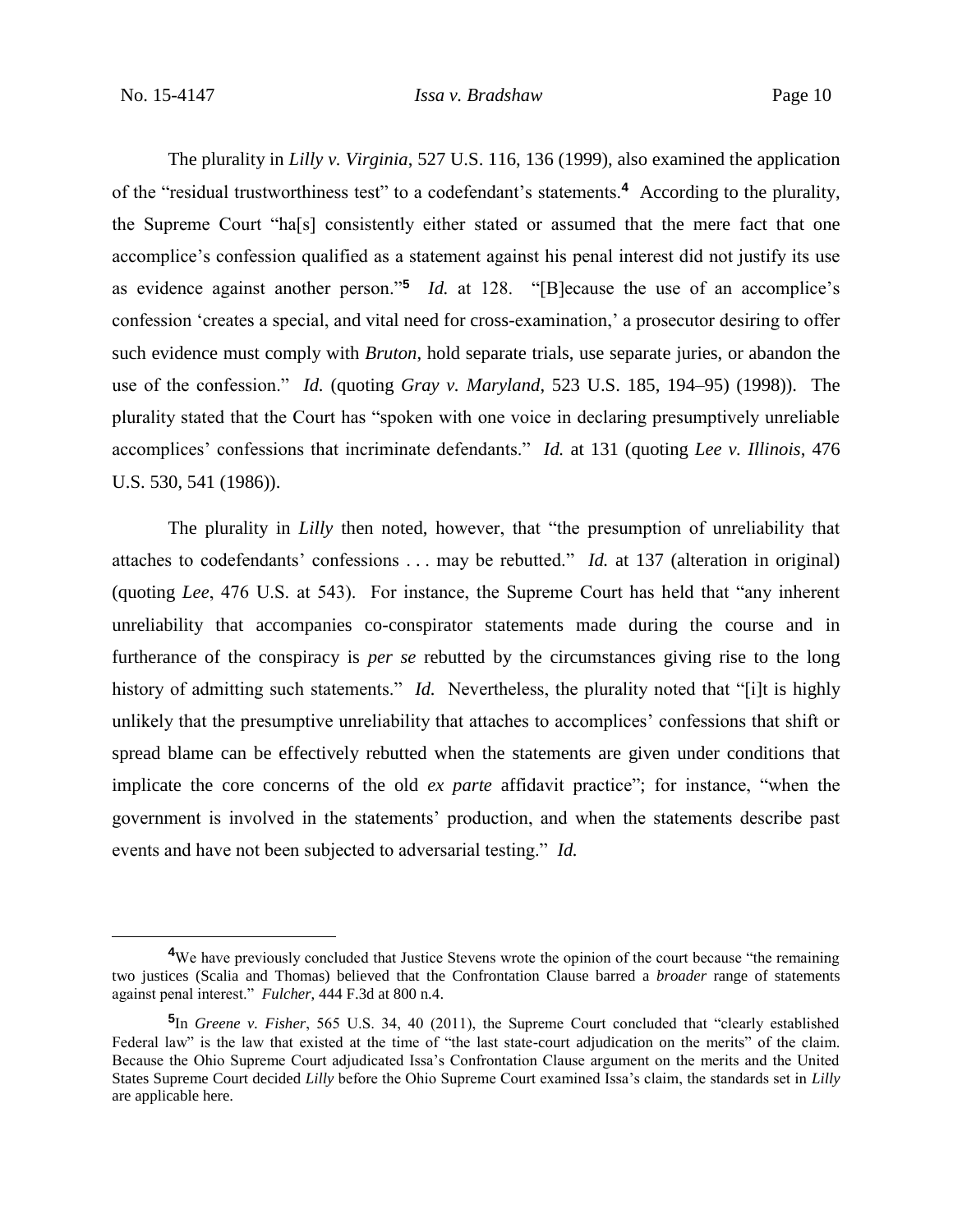The plurality in *Lilly v. Virginia*, 527 U.S. 116, 136 (1999), also examined the application of the "residual trustworthiness test" to a codefendant's statements.[4] According to the plurality, the Supreme Court "ha[s] consistently either stated or assumed that the mere fact that one accomplice's confession qualified as a statement against his penal interest did not justify its use as evidence against another person."[5] *Id.* at 128. "[B]ecause the use of an accomplice's confession 'creates a special, and vital need for cross-examination,' a prosecutor desiring to offer such evidence must comply with *Bruton*, hold separate trials, use separate juries, or abandon the use of the confession." *Id.* (quoting *Gray v. Maryland*, 523 U.S. 185, 194–95) (1998)). The plurality stated that the Court has "spoken with one voice in declaring presumptively unreliable accomplices' confessions that incriminate defendants." *Id.* at 131 (quoting *Lee v. Illinois*, 476 U.S. 530, 541 (1986)).

The plurality in *Lilly* then noted, however, that "the presumption of unreliability that attaches to codefendants' confessions . . . may be rebutted." *Id.* at 137 (alteration in original) (quoting *Lee*, 476 U.S. at 543). For instance, the Supreme Court has held that "any inherent unreliability that accompanies co-conspirator statements made during the course and in furtherance of the conspiracy is *per se* rebutted by the circumstances giving rise to the long history of admitting such statements." *Id.* Nevertheless, the plurality noted that "[i]t is highly unlikely that the presumptive unreliability that attaches to accomplices' confessions that shift or spread blame can be effectively rebutted when the statements are given under conditions that implicate the core concerns of the old *ex parte* affidavit practice"; for instance, "when the government is involved in the statements' production, and when the statements describe past events and have not been subjected to adversarial testing." *Id.*

---

[4] We have previously concluded that Justice Stevens wrote the opinion of the court because "the remaining two justices (Scalia and Thomas) believed that the Confrontation Clause barred a *broader* range of statements against penal interest." *Fulcher*, 444 F.3d at 800 n.4.

[5] In *Greene v. Fisher*, 565 U.S. 34, 40 (2011), the Supreme Court concluded that "clearly established Federal law" is the law that existed at the time of "the last state-court adjudication on the merits" of the claim. Because the Ohio Supreme Court adjudicated Issa's Confrontation Clause argument on the merits and the United States Supreme Court decided *Lilly* before the Ohio Supreme Court examined Issa's claim, the standards set in *Lilly* are applicable here.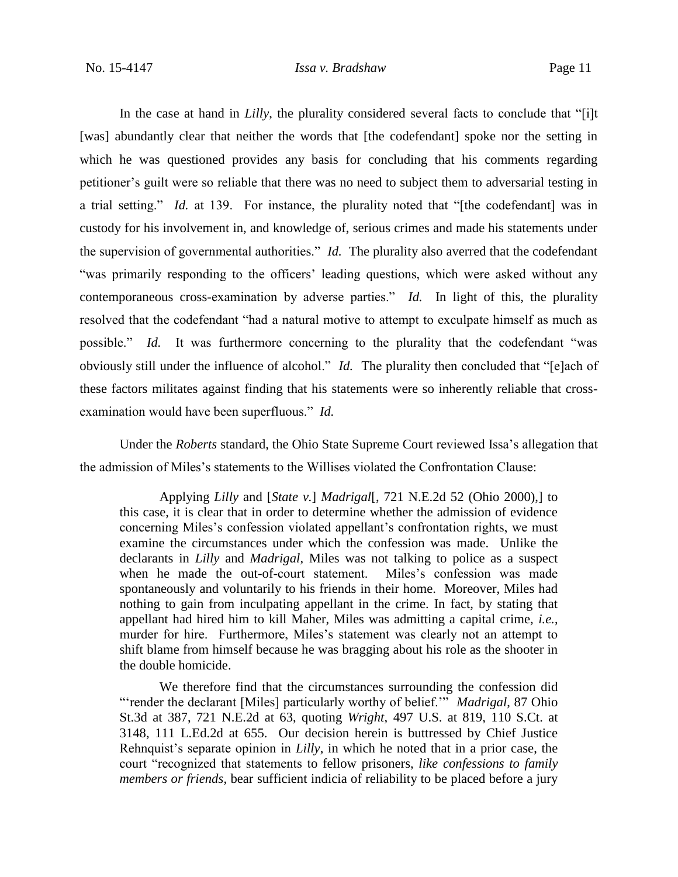In the case at hand in *Lilly*, the plurality considered several facts to conclude that "[i]t [was] abundantly clear that neither the words that [the codefendant] spoke nor the setting in which he was questioned provides any basis for concluding that his comments regarding petitioner's guilt were so reliable that there was no need to subject them to adversarial testing in a trial setting." *Id.* at 139. For instance, the plurality noted that "[the codefendant] was in custody for his involvement in, and knowledge of, serious crimes and made his statements under the supervision of governmental authorities." *Id.* The plurality also averred that the codefendant "was primarily responding to the officers' leading questions, which were asked without any contemporaneous cross-examination by adverse parties." *Id.* In light of this, the plurality resolved that the codefendant "had a natural motive to attempt to exculpate himself as much as possible." *Id.* It was furthermore concerning to the plurality that the codefendant "was obviously still under the influence of alcohol." *Id.* The plurality then concluded that "[e]ach of these factors militates against finding that his statements were so inherently reliable that cross-examination would have been superfluous." *Id.*

Under the *Roberts* standard, the Ohio State Supreme Court reviewed Issa's allegation that the admission of Miles's statements to the Willises violated the Confrontation Clause:

> Applying *Lilly* and [*State v.*] *Madrigal*[, 721 N.E.2d 52 (Ohio 2000),] to this case, it is clear that in order to determine whether the admission of evidence concerning Miles's confession violated appellant's confrontation rights, we must examine the circumstances under which the confession was made. Unlike the declarants in *Lilly* and *Madrigal*, Miles was not talking to police as a suspect when he made the out-of-court statement. Miles's confession was made spontaneously and voluntarily to his friends in their home. Moreover, Miles had nothing to gain from inculpating appellant in the crime. In fact, by stating that appellant had hired him to kill Maher, Miles was admitting a capital crime, *i.e.*, murder for hire. Furthermore, Miles's statement was clearly not an attempt to shift blame from himself because he was bragging about his role as the shooter in the double homicide.
>
> We therefore find that the circumstances surrounding the confession did "'render the declarant [Miles] particularly worthy of belief.'" *Madrigal*, 87 Ohio St.3d at 387, 721 N.E.2d at 63, quoting *Wright*, 497 U.S. at 819, 110 S.Ct. at 3148, 111 L.Ed.2d at 655. Our decision herein is buttressed by Chief Justice Rehnquist's separate opinion in *Lilly*, in which he noted that in a prior case, the court "recognized that statements to fellow prisoners, *like confessions to family members or friends*, bear sufficient indicia of reliability to be placed before a jury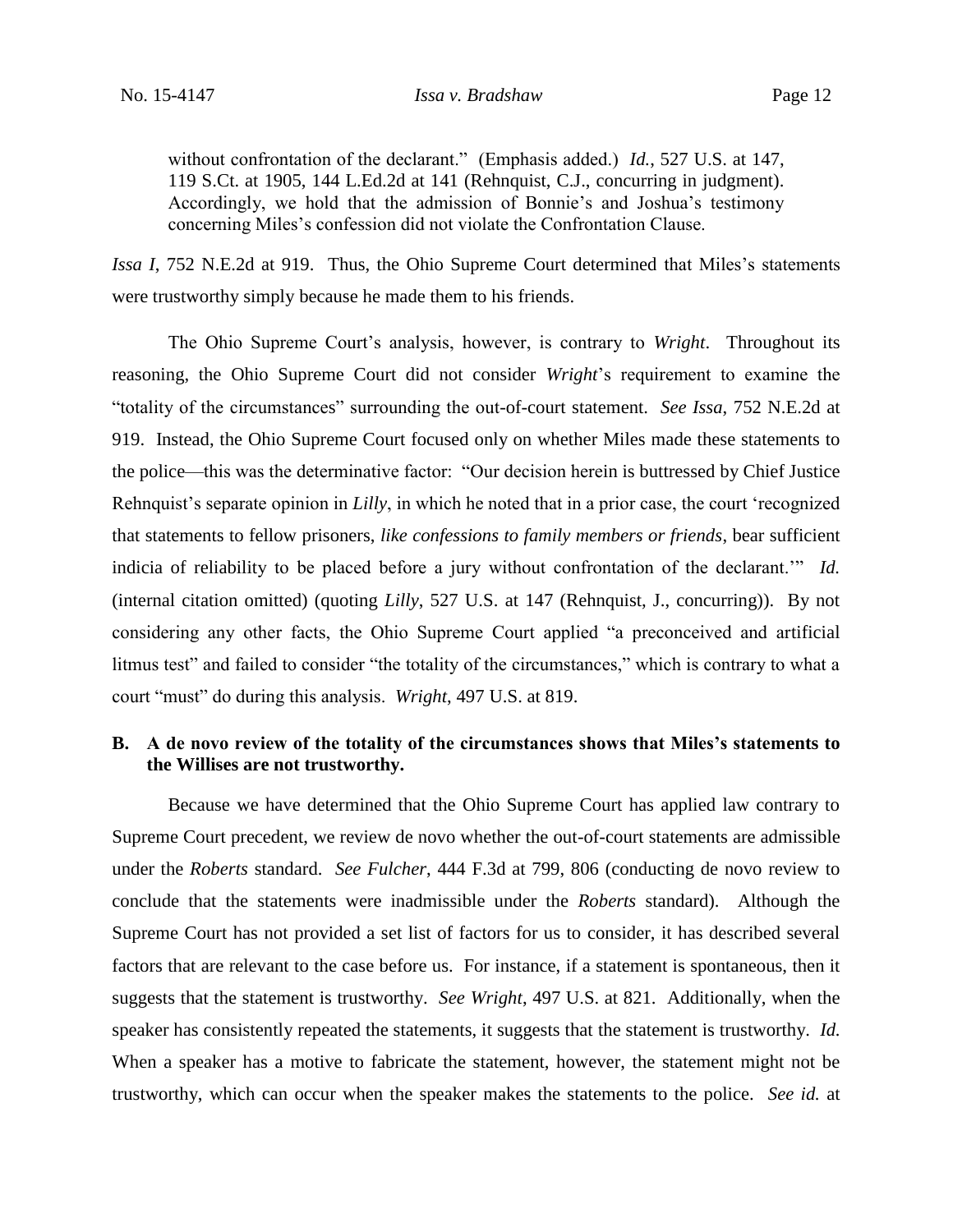> without confrontation of the declarant." (Emphasis added.) *Id.*, 527 U.S. at 147, 119 S.Ct. at 1905, 144 L.Ed.2d at 141 (Rehnquist, C.J., concurring in judgment). Accordingly, we hold that the admission of Bonnie's and Joshua's testimony concerning Miles's confession did not violate the Confrontation Clause.

*Issa I*, 752 N.E.2d at 919. Thus, the Ohio Supreme Court determined that Miles's statements were trustworthy simply because he made them to his friends.

The Ohio Supreme Court's analysis, however, is contrary to *Wright*. Throughout its reasoning, the Ohio Supreme Court did not consider *Wright*'s requirement to examine the "totality of the circumstances" surrounding the out-of-court statement. *See Issa*, 752 N.E.2d at 919. Instead, the Ohio Supreme Court focused only on whether Miles made these statements to the police—this was the determinative factor: "Our decision herein is buttressed by Chief Justice Rehnquist's separate opinion in *Lilly*, in which he noted that in a prior case, the court 'recognized that statements to fellow prisoners, *like confessions to family members or friends*, bear sufficient indicia of reliability to be placed before a jury without confrontation of the declarant.'" *Id.* (internal citation omitted) (quoting *Lilly*, 527 U.S. at 147 (Rehnquist, J., concurring)). By not considering any other facts, the Ohio Supreme Court applied "a preconceived and artificial litmus test" and failed to consider "the totality of the circumstances," which is contrary to what a court "must" do during this analysis. *Wright*, 497 U.S. at 819.

### B. A de novo review of the totality of the circumstances shows that Miles's statements to the Willises are not trustworthy.

Because we have determined that the Ohio Supreme Court has applied law contrary to Supreme Court precedent, we review de novo whether the out-of-court statements are admissible under the *Roberts* standard. *See Fulcher*, 444 F.3d at 799, 806 (conducting de novo review to conclude that the statements were inadmissible under the *Roberts* standard). Although the Supreme Court has not provided a set list of factors for us to consider, it has described several factors that are relevant to the case before us. For instance, if a statement is spontaneous, then it suggests that the statement is trustworthy. *See Wright*, 497 U.S. at 821. Additionally, when the speaker has consistently repeated the statements, it suggests that the statement is trustworthy. *Id.* When a speaker has a motive to fabricate the statement, however, the statement might not be trustworthy, which can occur when the speaker makes the statements to the police. *See id.* at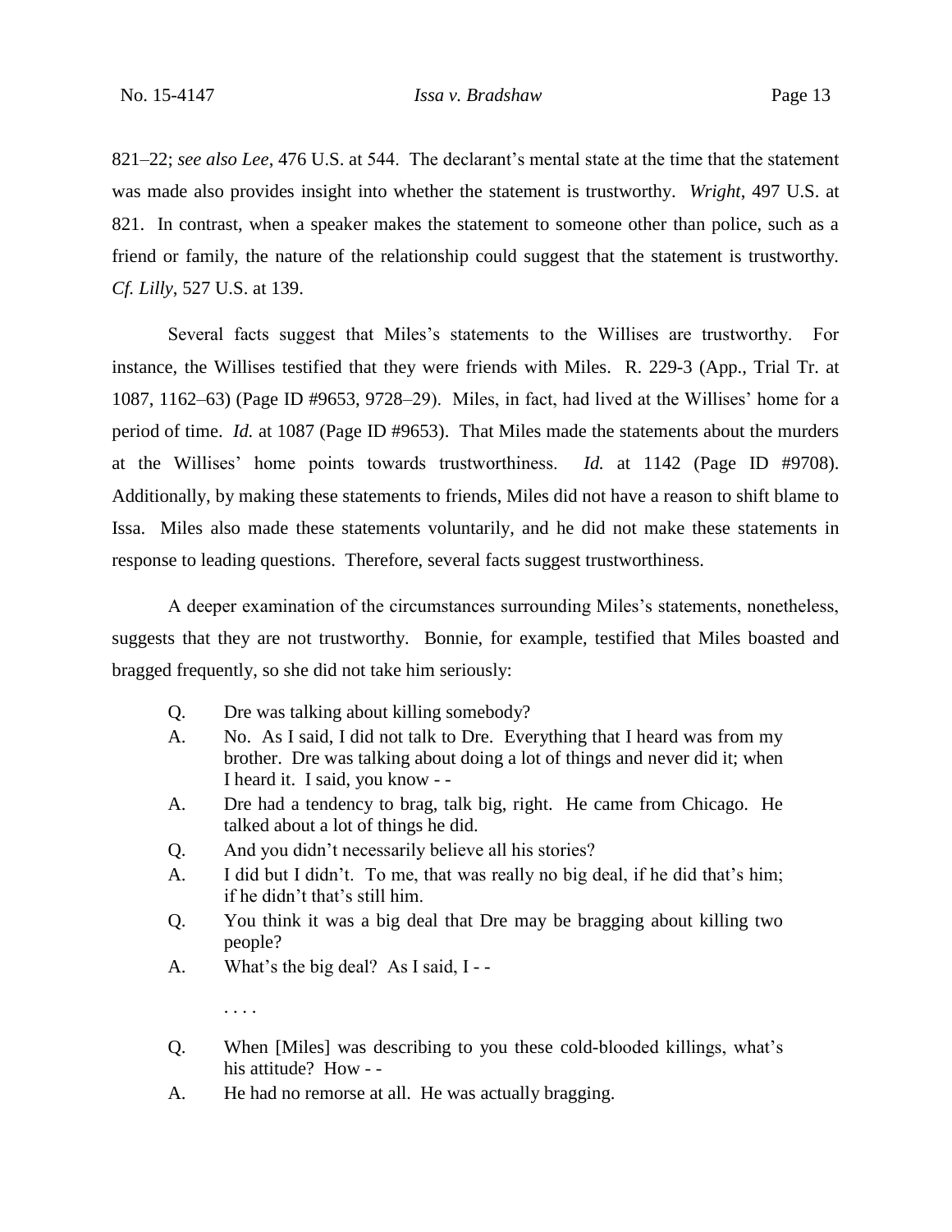821–22; *see also Lee*, 476 U.S. at 544. The declarant's mental state at the time that the statement was made also provides insight into whether the statement is trustworthy. *Wright*, 497 U.S. at 821. In contrast, when a speaker makes the statement to someone other than police, such as a friend or family, the nature of the relationship could suggest that the statement is trustworthy. *Cf. Lilly*, 527 U.S. at 139.

Several facts suggest that Miles's statements to the Willises are trustworthy. For instance, the Willises testified that they were friends with Miles. R. 229-3 (App., Trial Tr. at 1087, 1162–63) (Page ID #9653, 9728–29). Miles, in fact, had lived at the Willises' home for a period of time. *Id.* at 1087 (Page ID #9653). That Miles made the statements about the murders at the Willises' home points towards trustworthiness. *Id.* at 1142 (Page ID #9708). Additionally, by making these statements to friends, Miles did not have a reason to shift blame to Issa. Miles also made these statements voluntarily, and he did not make these statements in response to leading questions. Therefore, several facts suggest trustworthiness.

A deeper examination of the circumstances surrounding Miles's statements, nonetheless, suggests that they are not trustworthy. Bonnie, for example, testified that Miles boasted and bragged frequently, so she did not take him seriously:

> Q. Dre was talking about killing somebody?
>
> A. No. As I said, I did not talk to Dre. Everything that I heard was from my brother. Dre was talking about doing a lot of things and never did it; when I heard it. I said, you know - -
>
> A. Dre had a tendency to brag, talk big, right. He came from Chicago. He talked about a lot of things he did.
>
> Q. And you didn't necessarily believe all his stories?
>
> A. I did but I didn't. To me, that was really no big deal, if he did that's him; if he didn't that's still him.
>
> Q. You think it was a big deal that Dre may be bragging about killing two people?
>
> A. What's the big deal? As I said, I - -
>
> . . . .
>
> Q. When [Miles] was describing to you these cold-blooded killings, what's his attitude? How - -
>
> A. He had no remorse at all. He was actually bragging.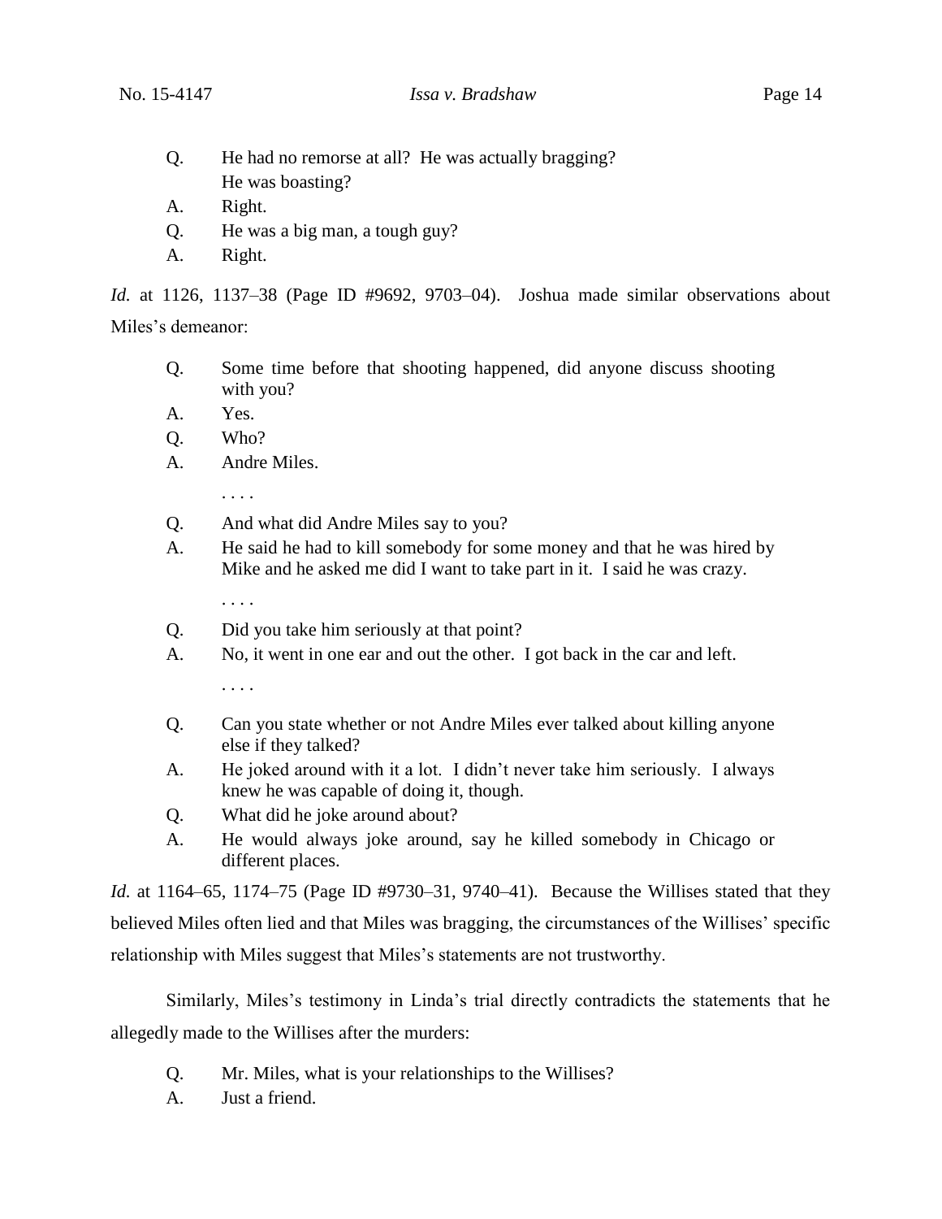Q. He had no remorse at all? He was actually bragging? He was boasting?

A. Right.

Q. He was a big man, a tough guy?

A. Right.

*Id.* at 1126, 1137–38 (Page ID #9692, 9703–04). Joshua made similar observations about Miles's demeanor:

Q. Some time before that shooting happened, did anyone discuss shooting with you?

A. Yes.

Q. Who?

A. Andre Miles.

. . . .

Q. And what did Andre Miles say to you?

A. He said he had to kill somebody for some money and that he was hired by Mike and he asked me did I want to take part in it. I said he was crazy.

. . . .

Q. Did you take him seriously at that point?

A. No, it went in one ear and out the other. I got back in the car and left.

. . . .

Q. Can you state whether or not Andre Miles ever talked about killing anyone else if they talked?

A. He joked around with it a lot. I didn't never take him seriously. I always knew he was capable of doing it, though.

Q. What did he joke around about?

A. He would always joke around, say he killed somebody in Chicago or different places.

*Id.* at 1164–65, 1174–75 (Page ID #9730–31, 9740–41). Because the Willises stated that they believed Miles often lied and that Miles was bragging, the circumstances of the Willises' specific relationship with Miles suggest that Miles's statements are not trustworthy.

Similarly, Miles's testimony in Linda's trial directly contradicts the statements that he allegedly made to the Willises after the murders:

Q. Mr. Miles, what is your relationships to the Willises?

A. Just a friend.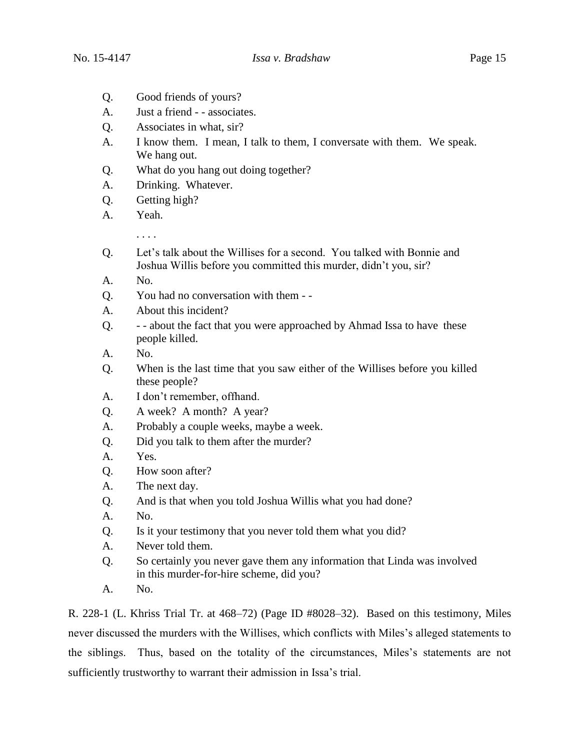Q. Good friends of yours?

A. Just a friend - - associates.

Q. Associates in what, sir?

A. I know them. I mean, I talk to them, I conversate with them. We speak. We hang out.

Q. What do you hang out doing together?

A. Drinking. Whatever.

Q. Getting high?

A. Yeah.

. . . .

Q. Let's talk about the Willises for a second. You talked with Bonnie and Joshua Willis before you committed this murder, didn't you, sir?

A. No.

Q. You had no conversation with them - -

A. About this incident?

Q. - - about the fact that you were approached by Ahmad Issa to have these people killed.

A. No.

Q. When is the last time that you saw either of the Willises before you killed these people?

A. I don't remember, offhand.

Q. A week? A month? A year?

A. Probably a couple weeks, maybe a week.

Q. Did you talk to them after the murder?

A. Yes.

Q. How soon after?

A. The next day.

Q. And is that when you told Joshua Willis what you had done?

A. No.

Q. Is it your testimony that you never told them what you did?

A. Never told them.

Q. So certainly you never gave them any information that Linda was involved in this murder-for-hire scheme, did you?

A. No.

R. 228-1 (L. Khriss Trial Tr. at 468–72) (Page ID #8028–32). Based on this testimony, Miles never discussed the murders with the Willises, which conflicts with Miles's alleged statements to the siblings. Thus, based on the totality of the circumstances, Miles's statements are not sufficiently trustworthy to warrant their admission in Issa's trial.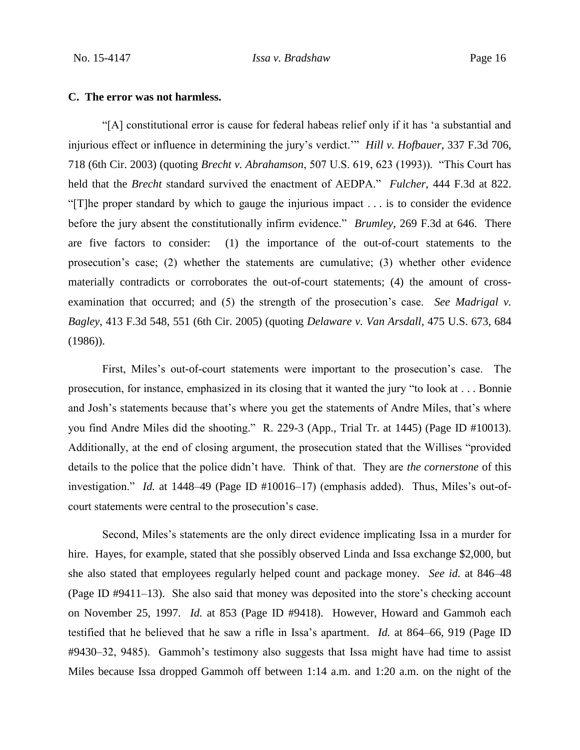### C. The error was not harmless.

"[A] constitutional error is cause for federal habeas relief only if it has 'a substantial and injurious effect or influence in determining the jury's verdict.'" *Hill v. Hofbauer*, 337 F.3d 706, 718 (6th Cir. 2003) (quoting *Brecht v. Abrahamson*, 507 U.S. 619, 623 (1993)). "This Court has held that the *Brecht* standard survived the enactment of AEDPA." *Fulcher*, 444 F.3d at 822. "[T]he proper standard by which to gauge the injurious impact . . . is to consider the evidence before the jury absent the constitutionally infirm evidence." *Brumley*, 269 F.3d at 646. There are five factors to consider: (1) the importance of the out-of-court statements to the prosecution's case; (2) whether the statements are cumulative; (3) whether other evidence materially contradicts or corroborates the out-of-court statements; (4) the amount of cross-examination that occurred; and (5) the strength of the prosecution's case. *See Madrigal v. Bagley*, 413 F.3d 548, 551 (6th Cir. 2005) (quoting *Delaware v. Van Arsdall*, 475 U.S. 673, 684 (1986)).

First, Miles's out-of-court statements were important to the prosecution's case. The prosecution, for instance, emphasized in its closing that it wanted the jury "to look at . . . Bonnie and Josh's statements because that's where you get the statements of Andre Miles, that's where you find Andre Miles did the shooting." R. 229-3 (App., Trial Tr. at 1445) (Page ID #10013). Additionally, at the end of closing argument, the prosecution stated that the Willises "provided details to the police that the police didn't have. Think of that. They are *the cornerstone* of this investigation." *Id.* at 1448–49 (Page ID #10016–17) (emphasis added). Thus, Miles's out-of-court statements were central to the prosecution's case.

Second, Miles's statements are the only direct evidence implicating Issa in a murder for hire. Hayes, for example, stated that she possibly observed Linda and Issa exchange $2,000, but she also stated that employees regularly helped count and package money. *See id.* at 846–48 (Page ID #9411–13). She also said that money was deposited into the store's checking account on November 25, 1997. *Id.* at 853 (Page ID #9418). However, Howard and Gammoh each testified that he believed that he saw a rifle in Issa's apartment. *Id.* at 864–66, 919 (Page ID #9430–32, 9485). Gammoh's testimony also suggests that Issa might have had time to assist Miles because Issa dropped Gammoh off between 1:14 a.m. and 1:20 a.m. on the night of the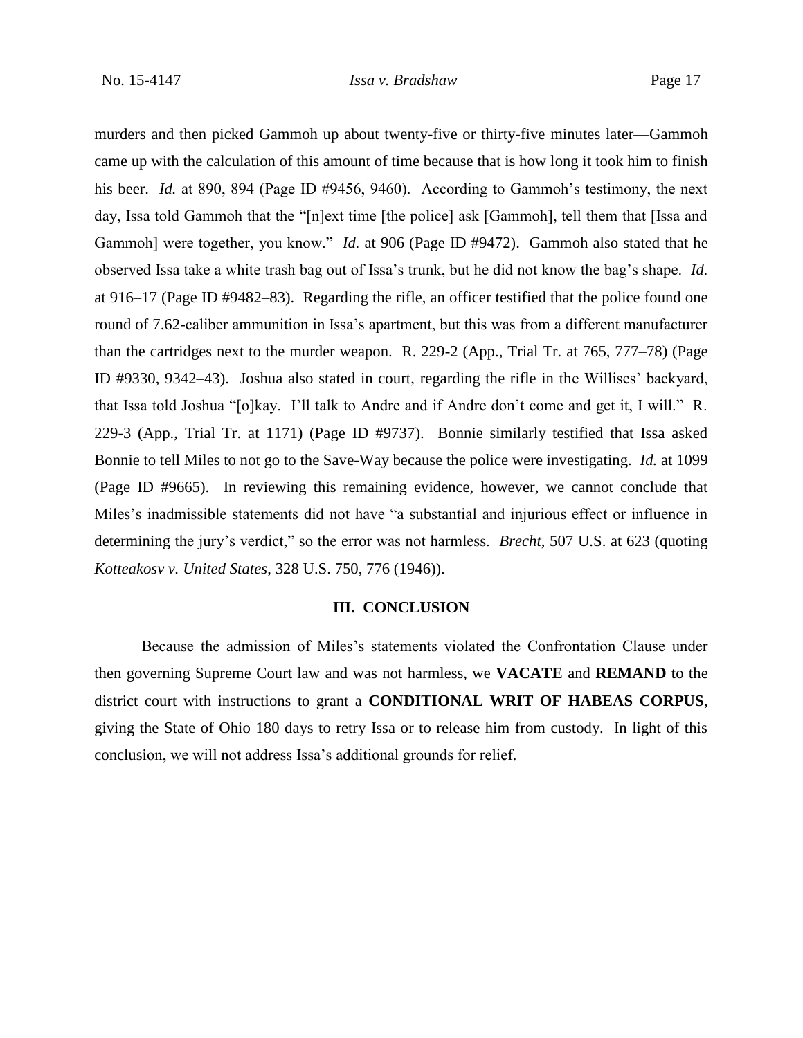murders and then picked Gammoh up about twenty-five or thirty-five minutes later—Gammoh came up with the calculation of this amount of time because that is how long it took him to finish his beer. *Id.* at 890, 894 (Page ID #9456, 9460). According to Gammoh's testimony, the next day, Issa told Gammoh that the "[n]ext time [the police] ask [Gammoh], tell them that [Issa and Gammoh] were together, you know." *Id.* at 906 (Page ID #9472). Gammoh also stated that he observed Issa take a white trash bag out of Issa's trunk, but he did not know the bag's shape. *Id.* at 916–17 (Page ID #9482–83). Regarding the rifle, an officer testified that the police found one round of 7.62-caliber ammunition in Issa's apartment, but this was from a different manufacturer than the cartridges next to the murder weapon. R. 229-2 (App., Trial Tr. at 765, 777–78) (Page ID #9330, 9342–43). Joshua also stated in court, regarding the rifle in the Willises' backyard, that Issa told Joshua "[o]kay. I'll talk to Andre and if Andre don't come and get it, I will." R. 229-3 (App., Trial Tr. at 1171) (Page ID #9737). Bonnie similarly testified that Issa asked Bonnie to tell Miles to not go to the Save-Way because the police were investigating. *Id.* at 1099 (Page ID #9665). In reviewing this remaining evidence, however, we cannot conclude that Miles's inadmissible statements did not have "a substantial and injurious effect or influence in determining the jury's verdict," so the error was not harmless. *Brecht*, 507 U.S. at 623 (quoting *Kotteakosv v. United States*, 328 U.S. 750, 776 (1946)).

## III. CONCLUSION

Because the admission of Miles's statements violated the Confrontation Clause under then governing Supreme Court law and was not harmless, we **VACATE** and **REMAND** to the district court with instructions to grant a **CONDITIONAL WRIT OF HABEAS CORPUS**, giving the State of Ohio 180 days to retry Issa or to release him from custody. In light of this conclusion, we will not address Issa's additional grounds for relief.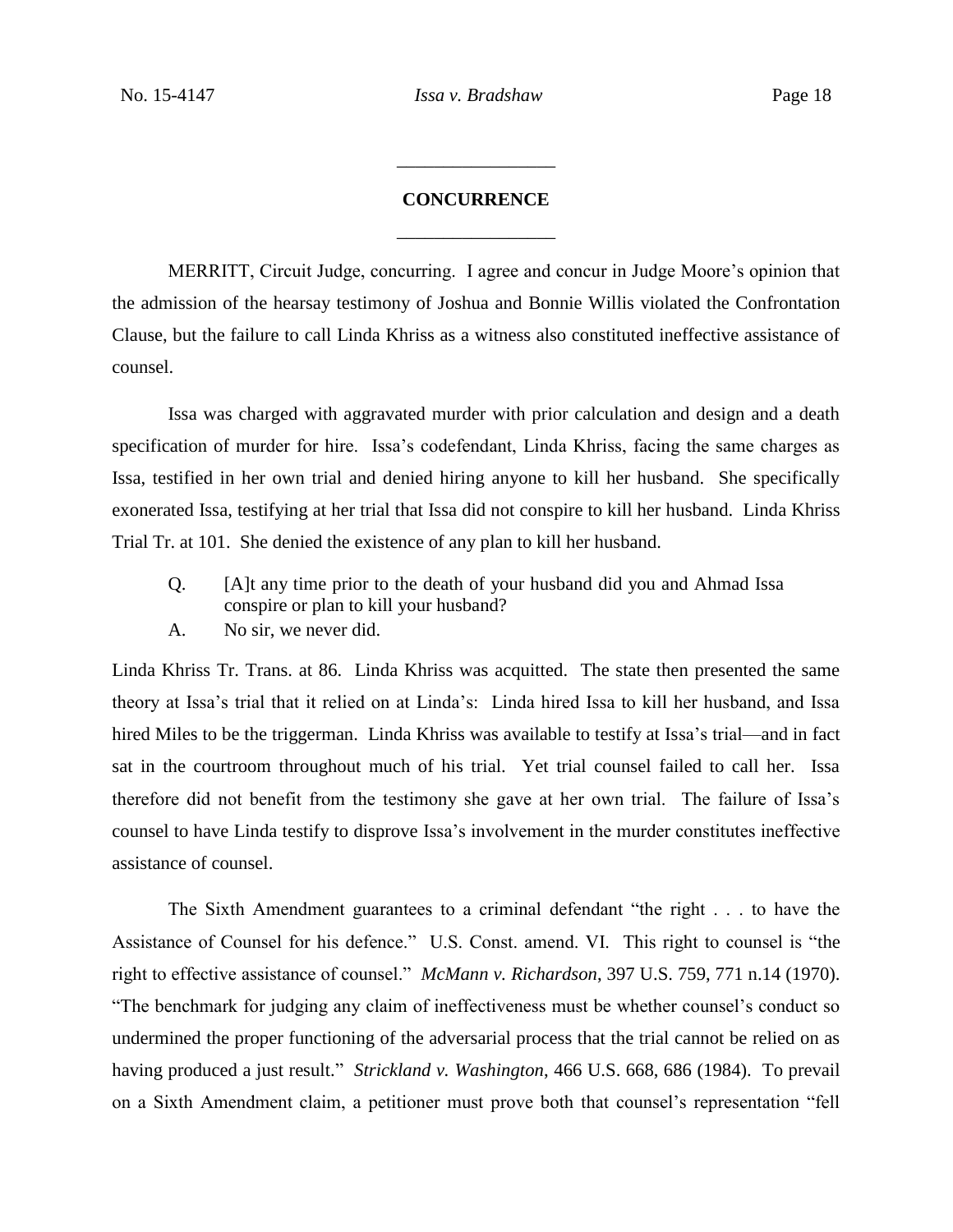## CONCURRENCE

MERRITT, Circuit Judge, concurring. I agree and concur in Judge Moore's opinion that the admission of the hearsay testimony of Joshua and Bonnie Willis violated the Confrontation Clause, but the failure to call Linda Khriss as a witness also constituted ineffective assistance of counsel.

Issa was charged with aggravated murder with prior calculation and design and a death specification of murder for hire. Issa's codefendant, Linda Khriss, facing the same charges as Issa, testified in her own trial and denied hiring anyone to kill her husband. She specifically exonerated Issa, testifying at her trial that Issa did not conspire to kill her husband. Linda Khriss Trial Tr. at 101. She denied the existence of any plan to kill her husband.

> Q. [A]t any time prior to the death of your husband did you and Ahmad Issa conspire or plan to kill your husband?
>
> A. No sir, we never did.

Linda Khriss Tr. Trans. at 86. Linda Khriss was acquitted. The state then presented the same theory at Issa's trial that it relied on at Linda's: Linda hired Issa to kill her husband, and Issa hired Miles to be the triggerman. Linda Khriss was available to testify at Issa's trial—and in fact sat in the courtroom throughout much of his trial. Yet trial counsel failed to call her. Issa therefore did not benefit from the testimony she gave at her own trial. The failure of Issa's counsel to have Linda testify to disprove Issa's involvement in the murder constitutes ineffective assistance of counsel.

The Sixth Amendment guarantees to a criminal defendant "the right . . . to have the Assistance of Counsel for his defence." U.S. Const. amend. VI. This right to counsel is "the right to effective assistance of counsel." *McMann v. Richardson*, 397 U.S. 759, 771 n.14 (1970). "The benchmark for judging any claim of ineffectiveness must be whether counsel's conduct so undermined the proper functioning of the adversarial process that the trial cannot be relied on as having produced a just result." *Strickland v. Washington*, 466 U.S. 668, 686 (1984). To prevail on a Sixth Amendment claim, a petitioner must prove both that counsel's representation "fell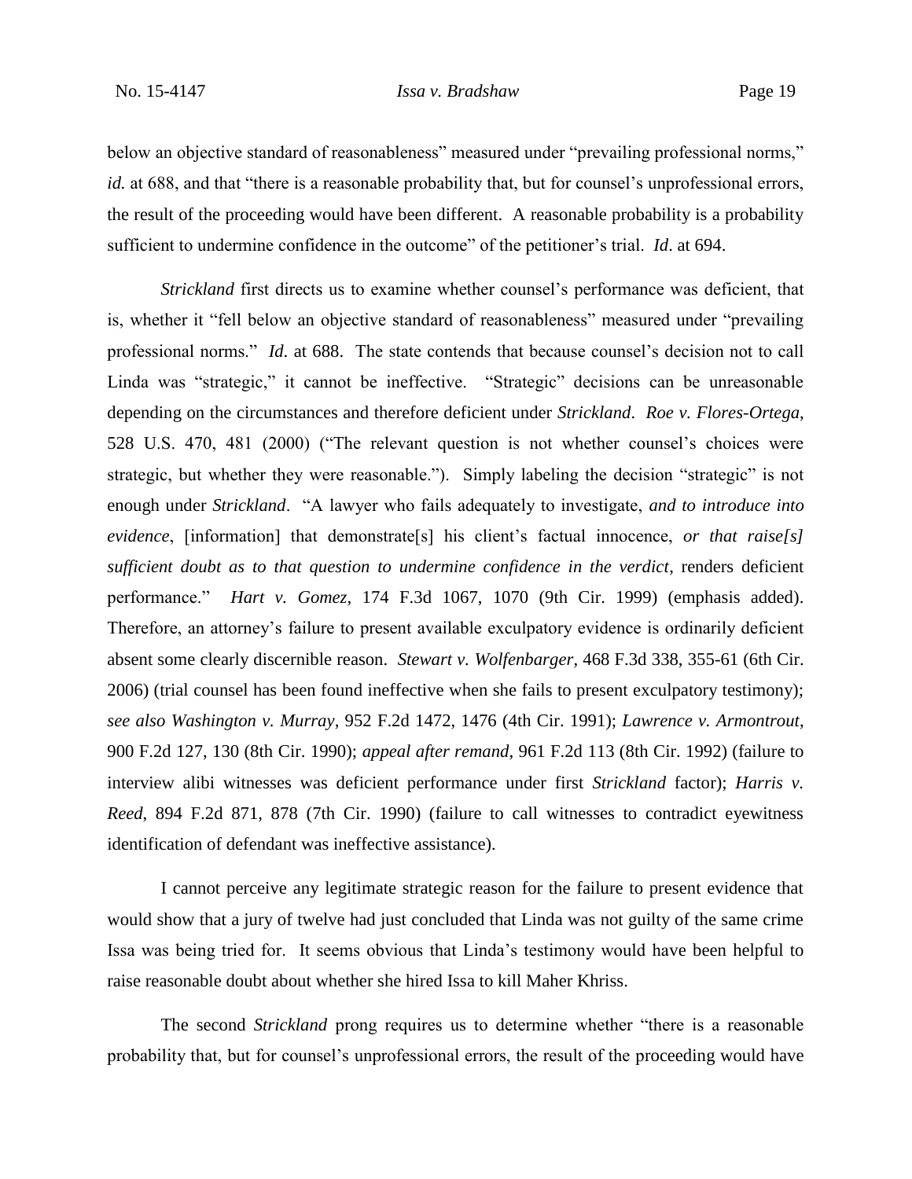below an objective standard of reasonableness" measured under "prevailing professional norms," *id.* at 688, and that "there is a reasonable probability that, but for counsel's unprofessional errors, the result of the proceeding would have been different. A reasonable probability is a probability sufficient to undermine confidence in the outcome" of the petitioner's trial. *Id*. at 694.

*Strickland* first directs us to examine whether counsel's performance was deficient, that is, whether it "fell below an objective standard of reasonableness" measured under "prevailing professional norms." *Id*. at 688. The state contends that because counsel's decision not to call Linda was "strategic," it cannot be ineffective. "Strategic" decisions can be unreasonable depending on the circumstances and therefore deficient under *Strickland*. *Roe v. Flores-Ortega*, 528 U.S. 470, 481 (2000) ("The relevant question is not whether counsel's choices were strategic, but whether they were reasonable."). Simply labeling the decision "strategic" is not enough under *Strickland*. "A lawyer who fails adequately to investigate, *and to introduce into evidence*, [information] that demonstrate[s] his client's factual innocence, *or that raise[s] sufficient doubt as to that question to undermine confidence in the verdict*, renders deficient performance." *Hart v. Gomez*, 174 F.3d 1067, 1070 (9th Cir. 1999) (emphasis added). Therefore, an attorney's failure to present available exculpatory evidence is ordinarily deficient absent some clearly discernible reason. *Stewart v. Wolfenbarger*, 468 F.3d 338, 355-61 (6th Cir. 2006) (trial counsel has been found ineffective when she fails to present exculpatory testimony); *see also Washington v. Murray*, 952 F.2d 1472, 1476 (4th Cir. 1991); *Lawrence v. Armontrout*, 900 F.2d 127, 130 (8th Cir. 1990); *appeal after remand*, 961 F.2d 113 (8th Cir. 1992) (failure to interview alibi witnesses was deficient performance under first *Strickland* factor); *Harris v. Reed*, 894 F.2d 871, 878 (7th Cir. 1990) (failure to call witnesses to contradict eyewitness identification of defendant was ineffective assistance).

I cannot perceive any legitimate strategic reason for the failure to present evidence that would show that a jury of twelve had just concluded that Linda was not guilty of the same crime Issa was being tried for. It seems obvious that Linda's testimony would have been helpful to raise reasonable doubt about whether she hired Issa to kill Maher Khriss.

The second *Strickland* prong requires us to determine whether "there is a reasonable probability that, but for counsel's unprofessional errors, the result of the proceeding would have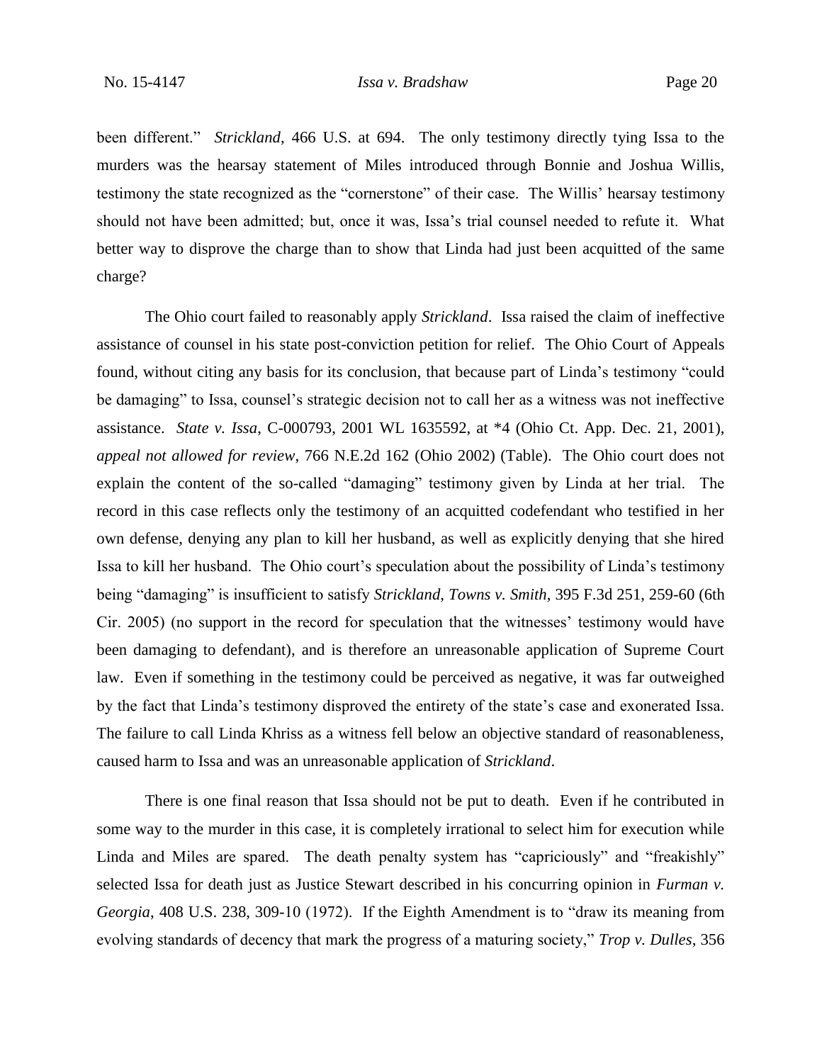been different." *Strickland*, 466 U.S. at 694. The only testimony directly tying Issa to the murders was the hearsay statement of Miles introduced through Bonnie and Joshua Willis, testimony the state recognized as the "cornerstone" of their case. The Willis' hearsay testimony should not have been admitted; but, once it was, Issa's trial counsel needed to refute it. What better way to disprove the charge than to show that Linda had just been acquitted of the same charge?

The Ohio court failed to reasonably apply *Strickland*. Issa raised the claim of ineffective assistance of counsel in his state post-conviction petition for relief. The Ohio Court of Appeals found, without citing any basis for its conclusion, that because part of Linda's testimony "could be damaging" to Issa, counsel's strategic decision not to call her as a witness was not ineffective assistance. *State v. Issa*, C-000793, 2001 WL 1635592, at *4 (Ohio Ct. App. Dec. 21, 2001), *appeal not allowed for review*, 766 N.E.2d 162 (Ohio 2002) (Table). The Ohio court does not explain the content of the so-called "damaging" testimony given by Linda at her trial. The record in this case reflects only the testimony of an acquitted codefendant who testified in her own defense, denying any plan to kill her husband, as well as explicitly denying that she hired Issa to kill her husband. The Ohio court's speculation about the possibility of Linda's testimony being "damaging" is insufficient to satisfy *Strickland*, *Towns v. Smith*, 395 F.3d 251, 259-60 (6th Cir. 2005) (no support in the record for speculation that the witnesses' testimony would have been damaging to defendant), and is therefore an unreasonable application of Supreme Court law. Even if something in the testimony could be perceived as negative, it was far outweighed by the fact that Linda's testimony disproved the entirety of the state's case and exonerated Issa. The failure to call Linda Khriss as a witness fell below an objective standard of reasonableness, caused harm to Issa and was an unreasonable application of *Strickland*.

There is one final reason that Issa should not be put to death. Even if he contributed in some way to the murder in this case, it is completely irrational to select him for execution while Linda and Miles are spared. The death penalty system has "capriciously" and "freakishly" selected Issa for death just as Justice Stewart described in his concurring opinion in *Furman v. Georgia*, 408 U.S. 238, 309-10 (1972). If the Eighth Amendment is to "draw its meaning from evolving standards of decency that mark the progress of a maturing society," *Trop v. Dulles*, 356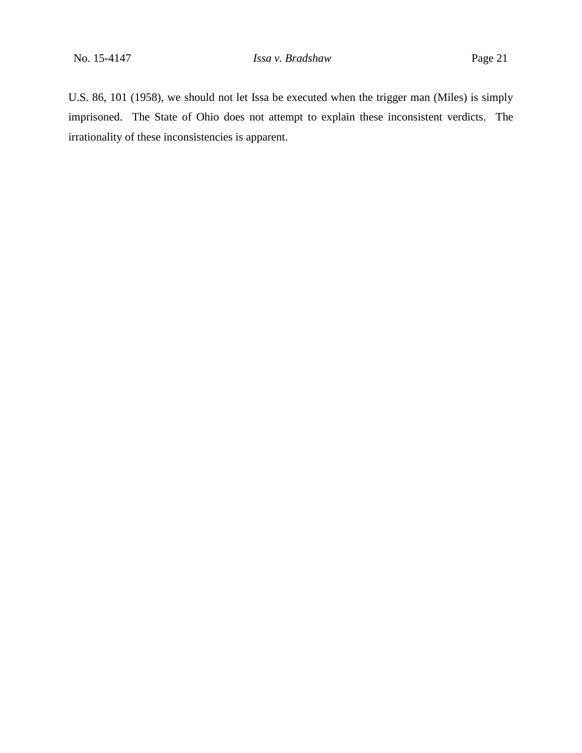U.S. 86, 101 (1958), we should not let Issa be executed when the trigger man (Miles) is simply imprisoned. The State of Ohio does not attempt to explain these inconsistent verdicts. The irrationality of these inconsistencies is apparent.